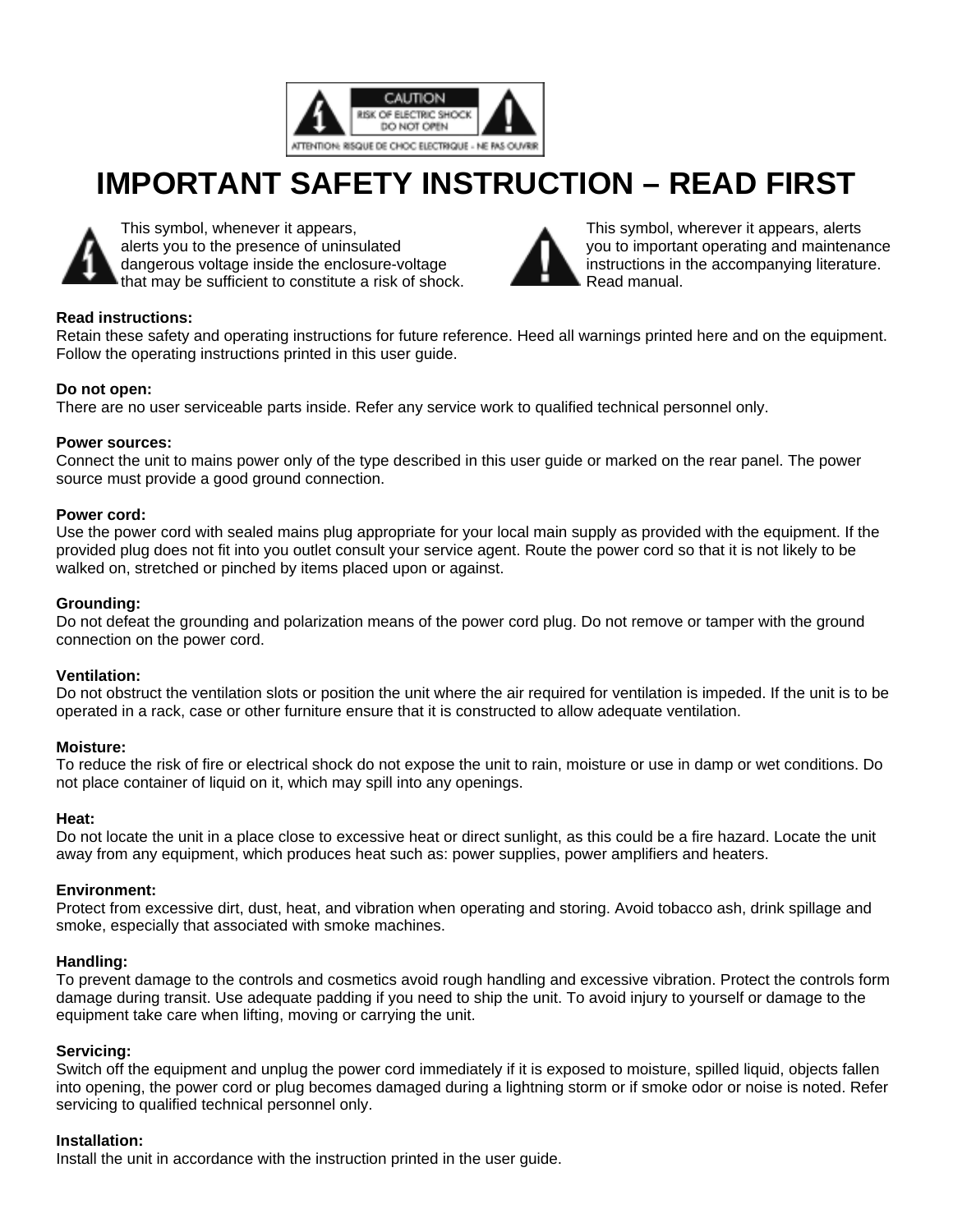CAUTION

RISK OF ELECTRIC SHOCK
DO NOT OPEN

ATTENTION: RISQUE DE CHOC ELECTRIQUE - NE PAS OUVRIR

# IMPORTANT SAFETY INSTRUCTION – READ FIRST

This symbol, whenever it appears, alerts you to the presence of uninsulated dangerous voltage inside the enclosure-voltage that may be sufficient to constitute a risk of shock.

This symbol, wherever it appears, alerts you to important operating and maintenance instructions in the accompanying literature. Read manual.

**Read instructions:**
Retain these safety and operating instructions for future reference. Heed all warnings printed here and on the equipment. Follow the operating instructions printed in this user guide.

**Do not open:**
There are no user serviceable parts inside. Refer any service work to qualified technical personnel only.

**Power sources:**
Connect the unit to mains power only of the type described in this user guide or marked on the rear panel. The power source must provide a good ground connection.

**Power cord:**
Use the power cord with sealed mains plug appropriate for your local main supply as provided with the equipment. If the provided plug does not fit into you outlet consult your service agent. Route the power cord so that it is not likely to be walked on, stretched or pinched by items placed upon or against.

**Grounding:**
Do not defeat the grounding and polarization means of the power cord plug. Do not remove or tamper with the ground connection on the power cord.

**Ventilation:**
Do not obstruct the ventilation slots or position the unit where the air required for ventilation is impeded. If the unit is to be operated in a rack, case or other furniture ensure that it is constructed to allow adequate ventilation.

**Moisture:**
To reduce the risk of fire or electrical shock do not expose the unit to rain, moisture or use in damp or wet conditions. Do not place container of liquid on it, which may spill into any openings.

**Heat:**
Do not locate the unit in a place close to excessive heat or direct sunlight, as this could be a fire hazard. Locate the unit away from any equipment, which produces heat such as: power supplies, power amplifiers and heaters.

**Environment:**
Protect from excessive dirt, dust, heat, and vibration when operating and storing. Avoid tobacco ash, drink spillage and smoke, especially that associated with smoke machines.

**Handling:**
To prevent damage to the controls and cosmetics avoid rough handling and excessive vibration. Protect the controls form damage during transit. Use adequate padding if you need to ship the unit. To avoid injury to yourself or damage to the equipment take care when lifting, moving or carrying the unit.

**Servicing:**
Switch off the equipment and unplug the power cord immediately if it is exposed to moisture, spilled liquid, objects fallen into opening, the power cord or plug becomes damaged during a lightning storm or if smoke odor or noise is noted. Refer servicing to qualified technical personnel only.

**Installation:**
Install the unit in accordance with the instruction printed in the user guide.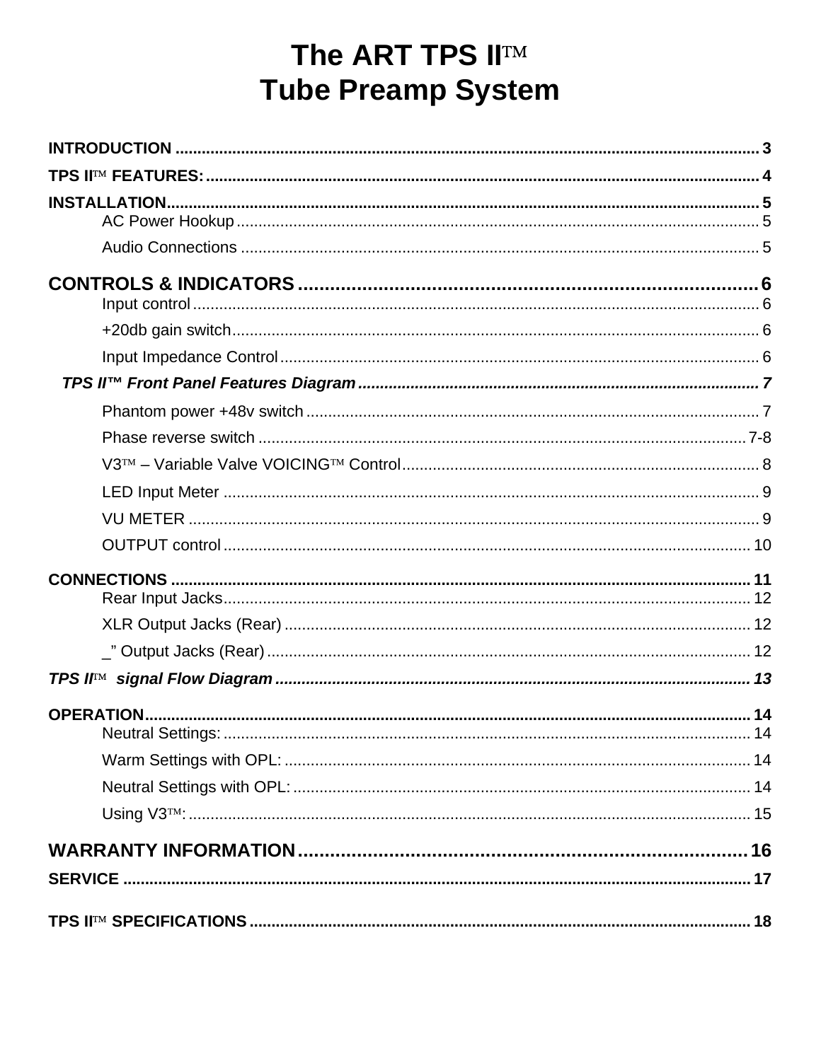# The ART TPS II™ Tube Preamp System

**INTRODUCTION** .......... 3

**TPS II™ FEATURES:** .......... 4

**INSTALLATION** .......... 5

- AC Power Hookup .......... 5
- Audio Connections .......... 5

**CONTROLS & INDICATORS** .......... 6

- Input control .......... 6
- +20db gain switch .......... 6
- Input Impedance Control .......... 6

***TPS II™ Front Panel Features Diagram*** .......... 7

- Phantom power +48v switch .......... 7
- Phase reverse switch .......... 7-8
- V3™ – Variable Valve VOICING™ Control .......... 8
- LED Input Meter .......... 9
- VU METER .......... 9
- OUTPUT control .......... 10

**CONNECTIONS** .......... 11

- Rear Input Jacks .......... 12
- XLR Output Jacks (Rear) .......... 12
- _" Output Jacks (Rear) .......... 12

***TPS II™ signal Flow Diagram*** .......... 13

**OPERATION** .......... 14

- Neutral Settings: .......... 14
- Warm Settings with OPL: .......... 14
- Neutral Settings with OPL: .......... 14
- Using V3™: .......... 15

**WARRANTY INFORMATION** .......... 16

**SERVICE** .......... 17

**TPS II™ SPECIFICATIONS** .......... 18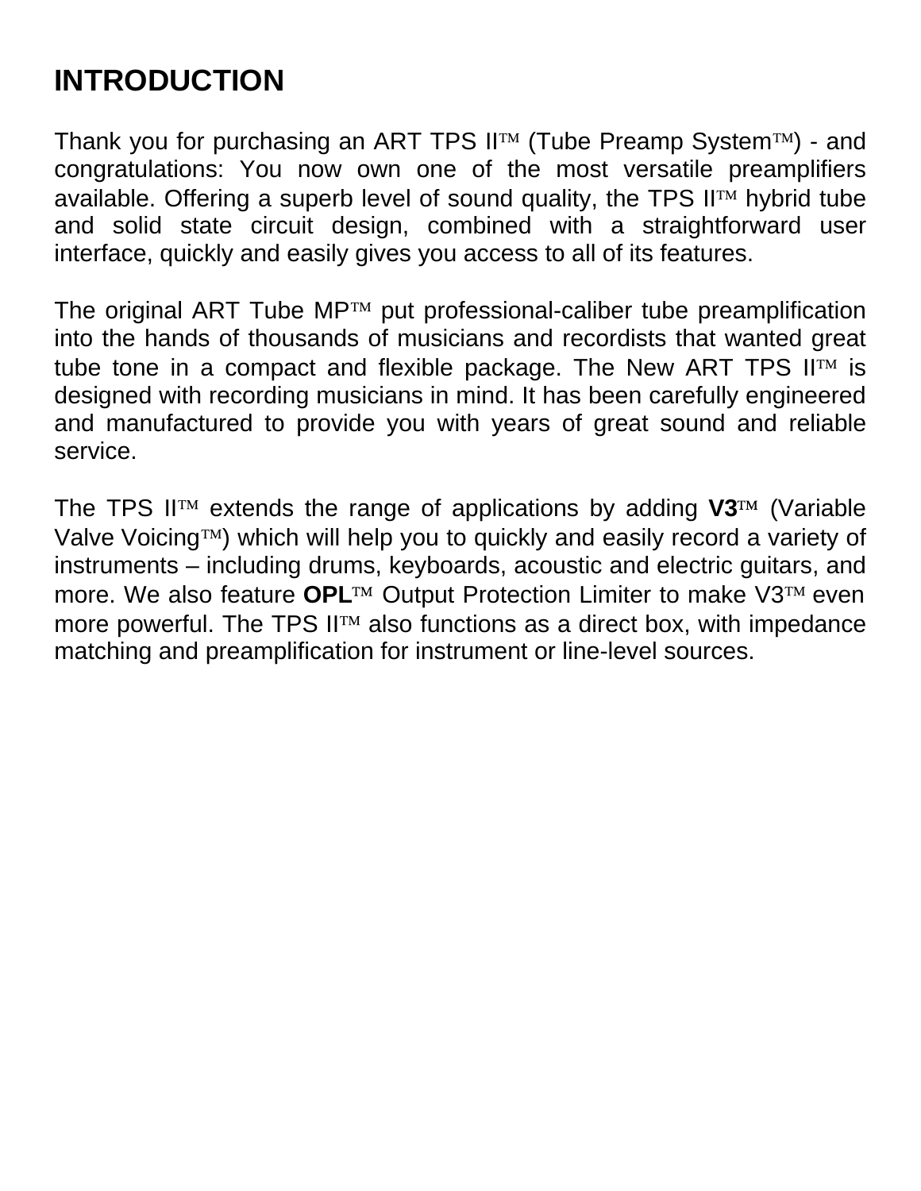# INTRODUCTION

Thank you for purchasing an ART TPS II™ (Tube Preamp System™) - and congratulations: You now own one of the most versatile preamplifiers available. Offering a superb level of sound quality, the TPS II™ hybrid tube and solid state circuit design, combined with a straightforward user interface, quickly and easily gives you access to all of its features.

The original ART Tube MP™ put professional-caliber tube preamplification into the hands of thousands of musicians and recordists that wanted great tube tone in a compact and flexible package. The New ART TPS II™ is designed with recording musicians in mind. It has been carefully engineered and manufactured to provide you with years of great sound and reliable service.

The TPS II™ extends the range of applications by adding **V3**™ (Variable Valve Voicing™) which will help you to quickly and easily record a variety of instruments – including drums, keyboards, acoustic and electric guitars, and more. We also feature **OPL**™ Output Protection Limiter to make V3™ even more powerful. The TPS II™ also functions as a direct box, with impedance matching and preamplification for instrument or line-level sources.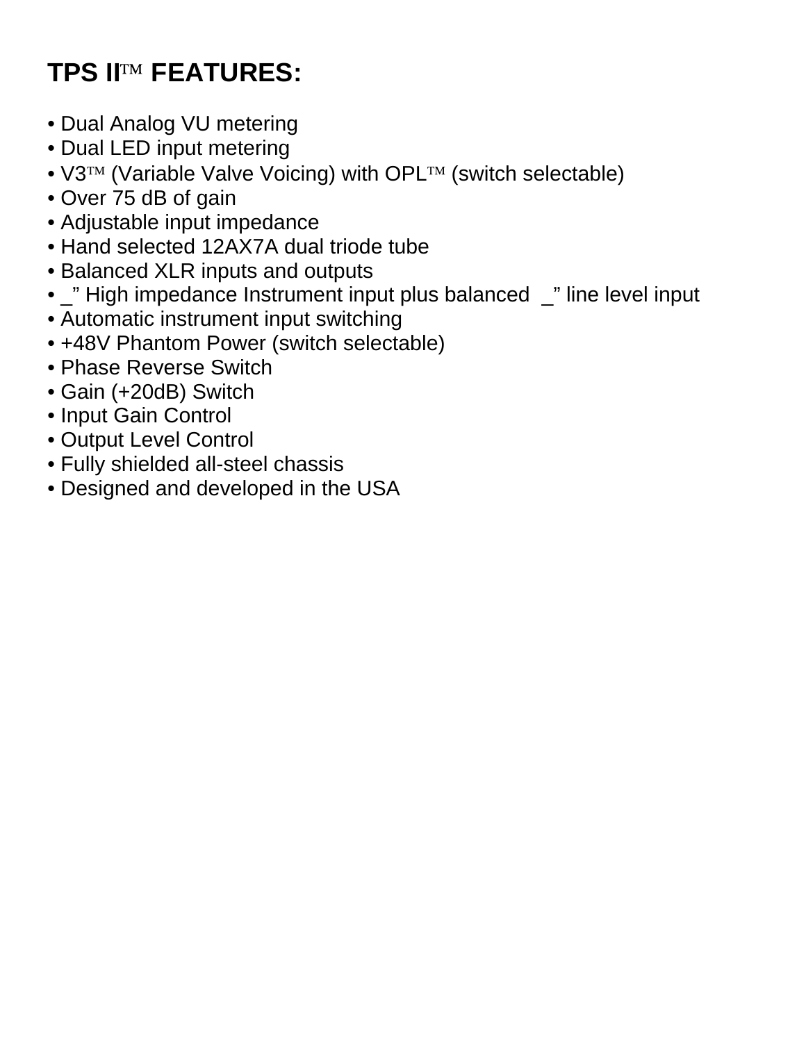## TPS II™ FEATURES:

- Dual Analog VU metering
- Dual LED input metering
- V3™ (Variable Valve Voicing) with OPL™ (switch selectable)
- Over 75 dB of gain
- Adjustable input impedance
- Hand selected 12AX7A dual triode tube
- Balanced XLR inputs and outputs
- _” High impedance Instrument input plus balanced _” line level input
- Automatic instrument input switching
- +48V Phantom Power (switch selectable)
- Phase Reverse Switch
- Gain (+20dB) Switch
- Input Gain Control
- Output Level Control
- Fully shielded all-steel chassis
- Designed and developed in the USA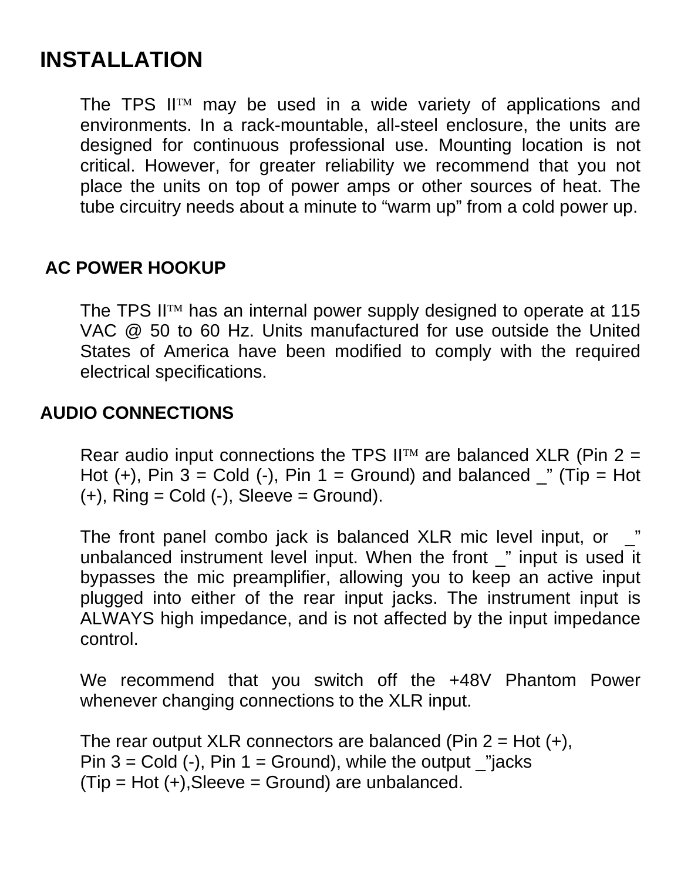# INSTALLATION

The TPS II™ may be used in a wide variety of applications and environments. In a rack-mountable, all-steel enclosure, the units are designed for continuous professional use. Mounting location is not critical. However, for greater reliability we recommend that you not place the units on top of power amps or other sources of heat. The tube circuitry needs about a minute to “warm up” from a cold power up.

## AC POWER HOOKUP

The TPS II™ has an internal power supply designed to operate at 115 VAC @ 50 to 60 Hz. Units manufactured for use outside the United States of America have been modified to comply with the required electrical specifications.

## AUDIO CONNECTIONS

Rear audio input connections the TPS II™ are balanced XLR (Pin 2 = Hot (+), Pin 3 = Cold (-), Pin 1 = Ground) and balanced _” (Tip = Hot (+), Ring = Cold (-), Sleeve = Ground).

The front panel combo jack is balanced XLR mic level input, or _” unbalanced instrument level input. When the front _” input is used it bypasses the mic preamplifier, allowing you to keep an active input plugged into either of the rear input jacks. The instrument input is ALWAYS high impedance, and is not affected by the input impedance control.

We recommend that you switch off the +48V Phantom Power whenever changing connections to the XLR input.

The rear output XLR connectors are balanced (Pin 2 = Hot (+), Pin 3 = Cold (-), Pin 1 = Ground), while the output _”jacks (Tip = Hot (+),Sleeve = Ground) are unbalanced.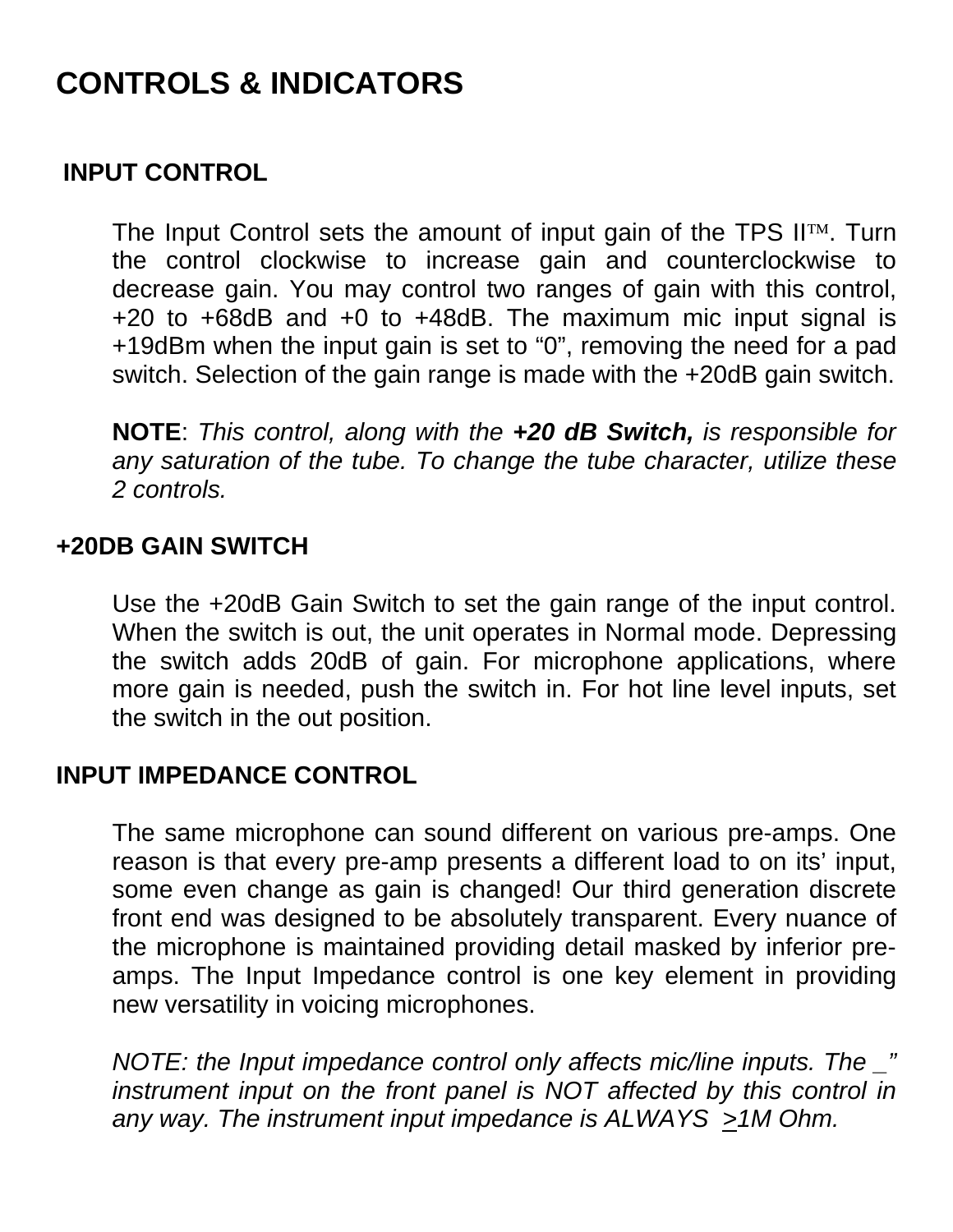# CONTROLS & INDICATORS

## INPUT CONTROL

The Input Control sets the amount of input gain of the TPS II™. Turn the control clockwise to increase gain and counterclockwise to decrease gain. You may control two ranges of gain with this control, +20 to +68dB and +0 to +48dB. The maximum mic input signal is +19dBm when the input gain is set to “0”, removing the need for a pad switch. Selection of the gain range is made with the +20dB gain switch.

**NOTE**: *This control, along with the **+20 dB Switch,** is responsible for any saturation of the tube. To change the tube character, utilize these 2 controls.*

## +20DB GAIN SWITCH

Use the +20dB Gain Switch to set the gain range of the input control. When the switch is out, the unit operates in Normal mode. Depressing the switch adds 20dB of gain. For microphone applications, where more gain is needed, push the switch in. For hot line level inputs, set the switch in the out position.

## INPUT IMPEDANCE CONTROL

The same microphone can sound different on various pre-amps. One reason is that every pre-amp presents a different load to on its’ input, some even change as gain is changed! Our third generation discrete front end was designed to be absolutely transparent. Every nuance of the microphone is maintained providing detail masked by inferior pre-amps. The Input Impedance control is one key element in providing new versatility in voicing microphones.

*NOTE: the Input impedance control only affects mic/line inputs. The _” instrument input on the front panel is NOT affected by this control in any way. The instrument input impedance is ALWAYS >1M Ohm.*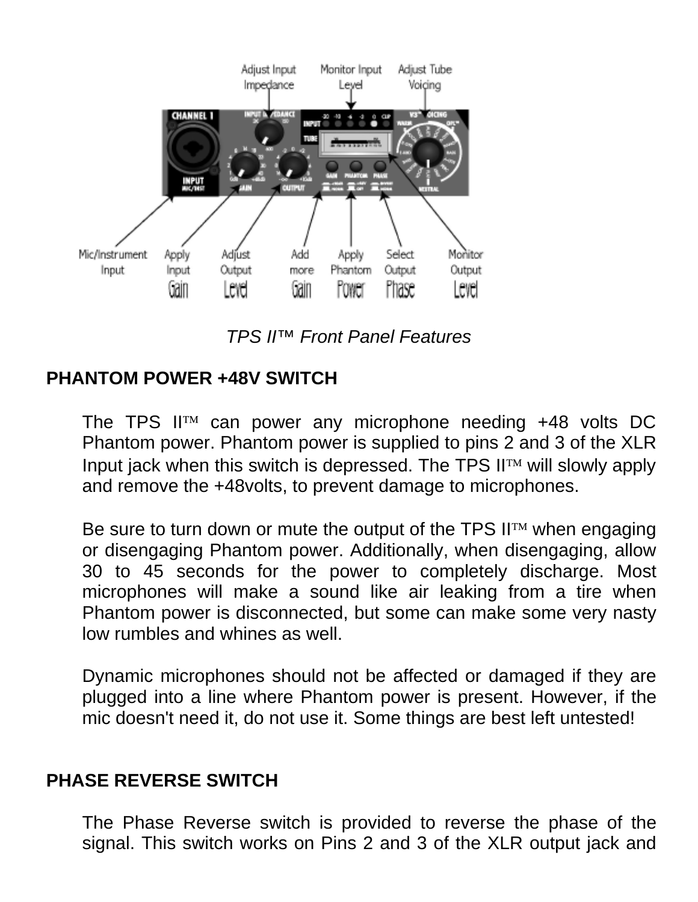Adjust Input Impedance

Monitor Input Level

Adjust Tube Voicing

Mic/Instrument Input

Apply Input Gain

Adjust Output Level

Add more Gain

Apply Phantom Power

Select Output Phase

Monitor Output Level

*TPS II™ Front Panel Features*

## PHANTOM POWER +48V SWITCH

The TPS II™ can power any microphone needing +48 volts DC Phantom power. Phantom power is supplied to pins 2 and 3 of the XLR Input jack when this switch is depressed. The TPS II™ will slowly apply and remove the +48volts, to prevent damage to microphones.

Be sure to turn down or mute the output of the TPS II™ when engaging or disengaging Phantom power. Additionally, when disengaging, allow 30 to 45 seconds for the power to completely discharge. Most microphones will make a sound like air leaking from a tire when Phantom power is disconnected, but some can make some very nasty low rumbles and whines as well.

Dynamic microphones should not be affected or damaged if they are plugged into a line where Phantom power is present. However, if the mic doesn't need it, do not use it. Some things are best left untested!

## PHASE REVERSE SWITCH

The Phase Reverse switch is provided to reverse the phase of the signal. This switch works on Pins 2 and 3 of the XLR output jack and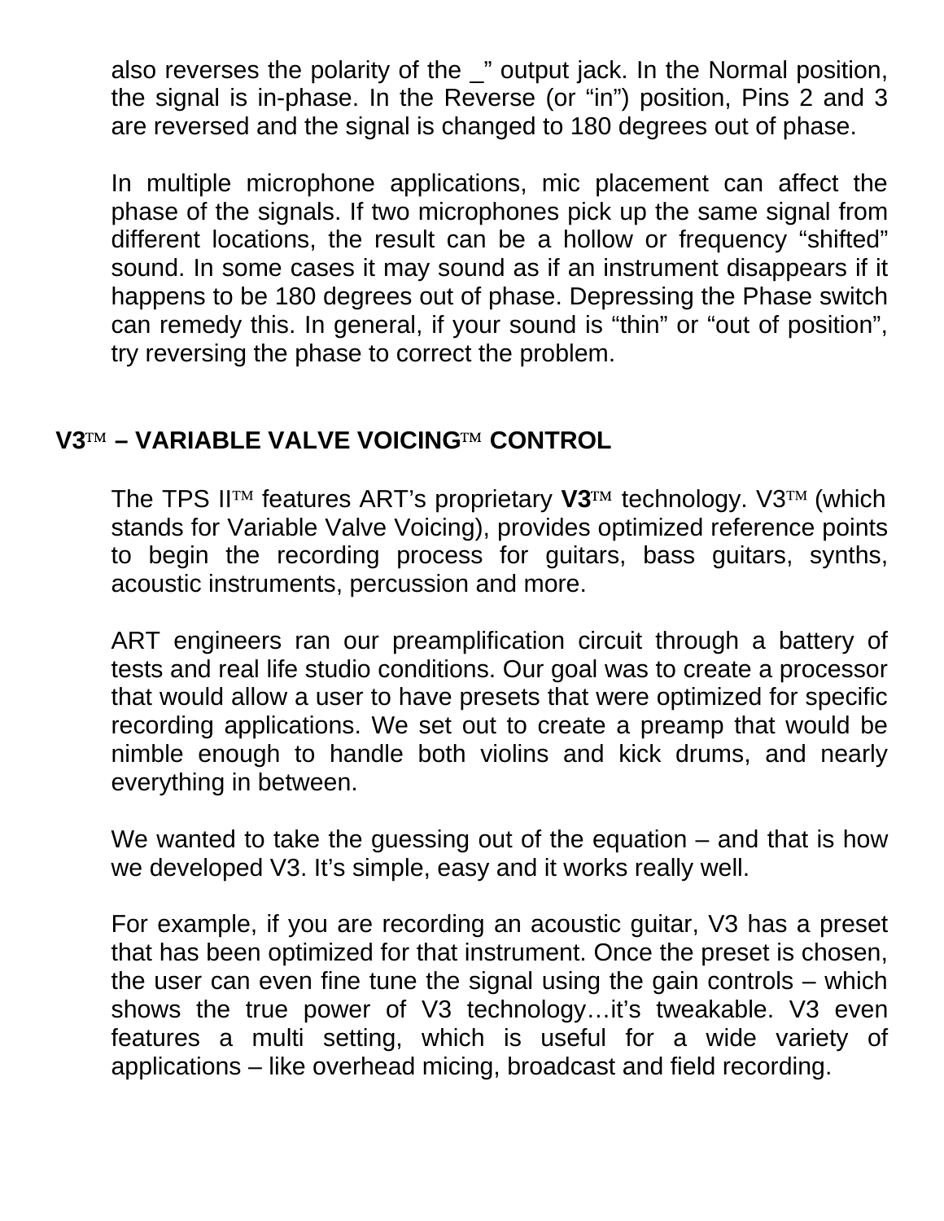also reverses the polarity of the _” output jack. In the Normal position, the signal is in-phase. In the Reverse (or “in”) position, Pins 2 and 3 are reversed and the signal is changed to 180 degrees out of phase.

In multiple microphone applications, mic placement can affect the phase of the signals. If two microphones pick up the same signal from different locations, the result can be a hollow or frequency “shifted” sound. In some cases it may sound as if an instrument disappears if it happens to be 180 degrees out of phase. Depressing the Phase switch can remedy this. In general, if your sound is “thin” or “out of position”, try reversing the phase to correct the problem.

## V3™ – VARIABLE VALVE VOICING™ CONTROL

The TPS II™ features ART’s proprietary **V3™** technology. V3™ (which stands for Variable Valve Voicing), provides optimized reference points to begin the recording process for guitars, bass guitars, synths, acoustic instruments, percussion and more.

ART engineers ran our preamplification circuit through a battery of tests and real life studio conditions. Our goal was to create a processor that would allow a user to have presets that were optimized for specific recording applications. We set out to create a preamp that would be nimble enough to handle both violins and kick drums, and nearly everything in between.

We wanted to take the guessing out of the equation – and that is how we developed V3. It’s simple, easy and it works really well.

For example, if you are recording an acoustic guitar, V3 has a preset that has been optimized for that instrument. Once the preset is chosen, the user can even fine tune the signal using the gain controls – which shows the true power of V3 technology…it’s tweakable. V3 even features a multi setting, which is useful for a wide variety of applications – like overhead micing, broadcast and field recording.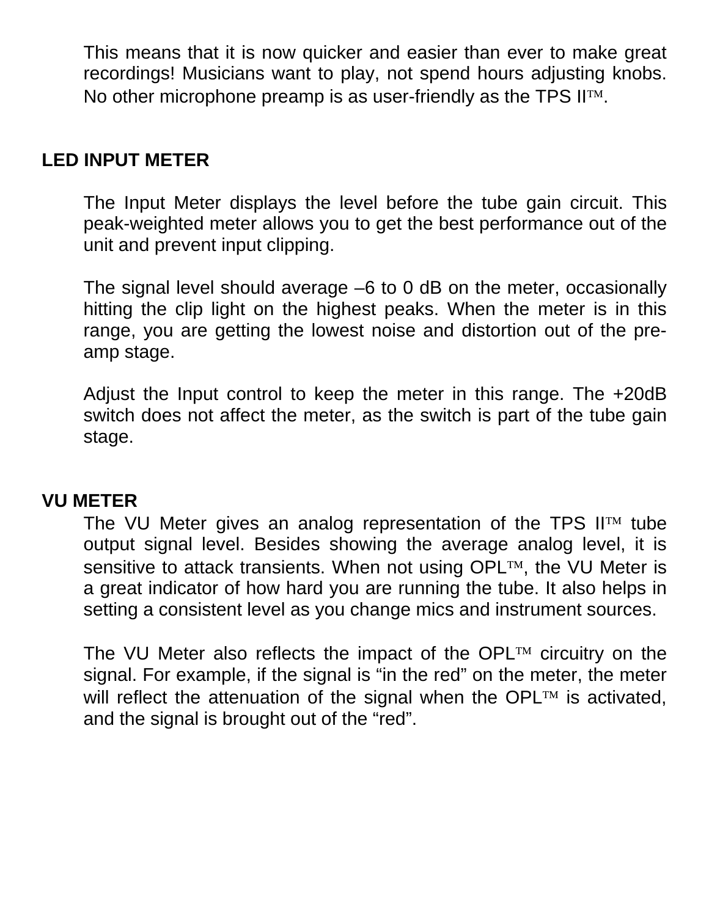This means that it is now quicker and easier than ever to make great recordings! Musicians want to play, not spend hours adjusting knobs. No other microphone preamp is as user-friendly as the TPS II™.

## LED INPUT METER

The Input Meter displays the level before the tube gain circuit. This peak-weighted meter allows you to get the best performance out of the unit and prevent input clipping.

The signal level should average –6 to 0 dB on the meter, occasionally hitting the clip light on the highest peaks. When the meter is in this range, you are getting the lowest noise and distortion out of the pre-amp stage.

Adjust the Input control to keep the meter in this range. The +20dB switch does not affect the meter, as the switch is part of the tube gain stage.

## VU METER

The VU Meter gives an analog representation of the TPS II™ tube output signal level. Besides showing the average analog level, it is sensitive to attack transients. When not using OPL™, the VU Meter is a great indicator of how hard you are running the tube. It also helps in setting a consistent level as you change mics and instrument sources.

The VU Meter also reflects the impact of the OPL™ circuitry on the signal. For example, if the signal is "in the red" on the meter, the meter will reflect the attenuation of the signal when the OPL™ is activated, and the signal is brought out of the "red".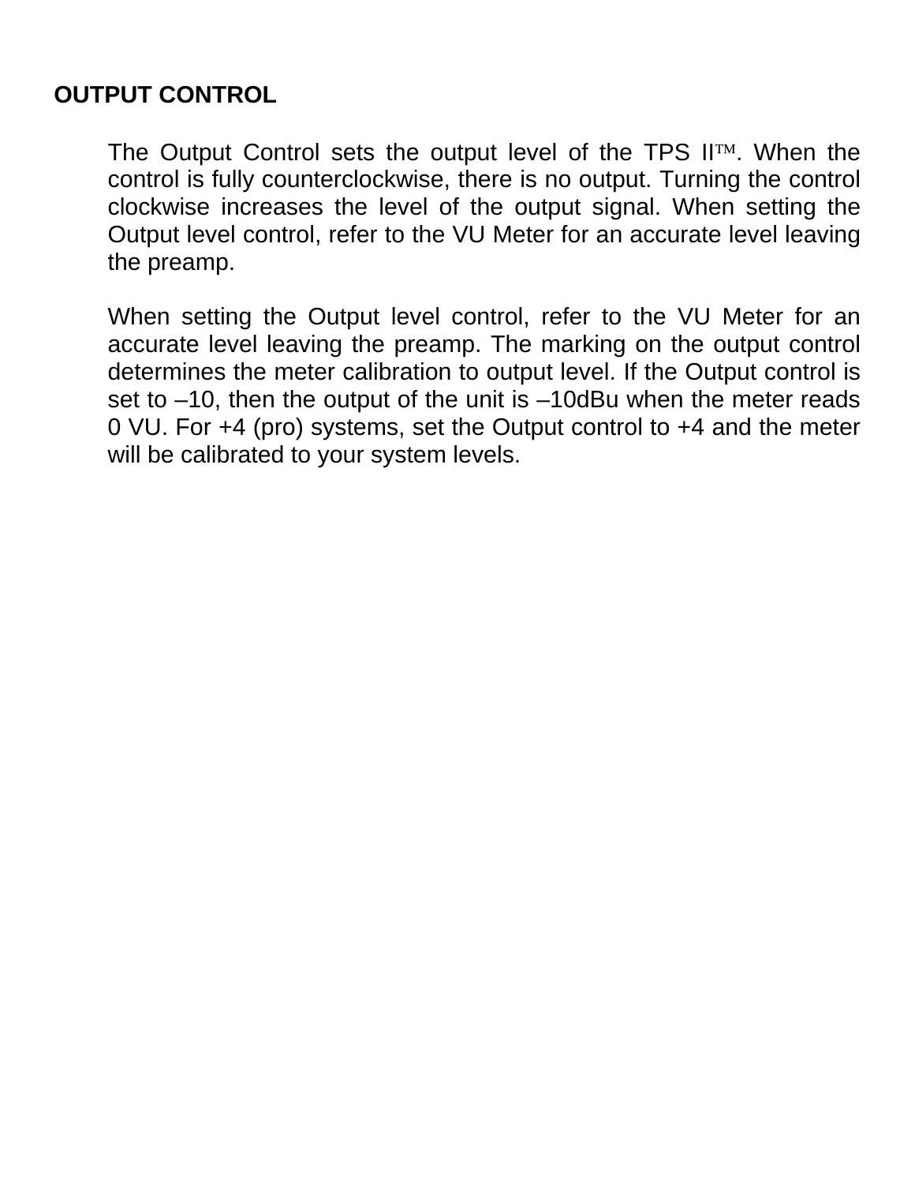## OUTPUT CONTROL

The Output Control sets the output level of the TPS II™. When the control is fully counterclockwise, there is no output. Turning the control clockwise increases the level of the output signal. When setting the Output level control, refer to the VU Meter for an accurate level leaving the preamp.

When setting the Output level control, refer to the VU Meter for an accurate level leaving the preamp. The marking on the output control determines the meter calibration to output level. If the Output control is set to –10, then the output of the unit is –10dBu when the meter reads 0 VU. For +4 (pro) systems, set the Output control to +4 and the meter will be calibrated to your system levels.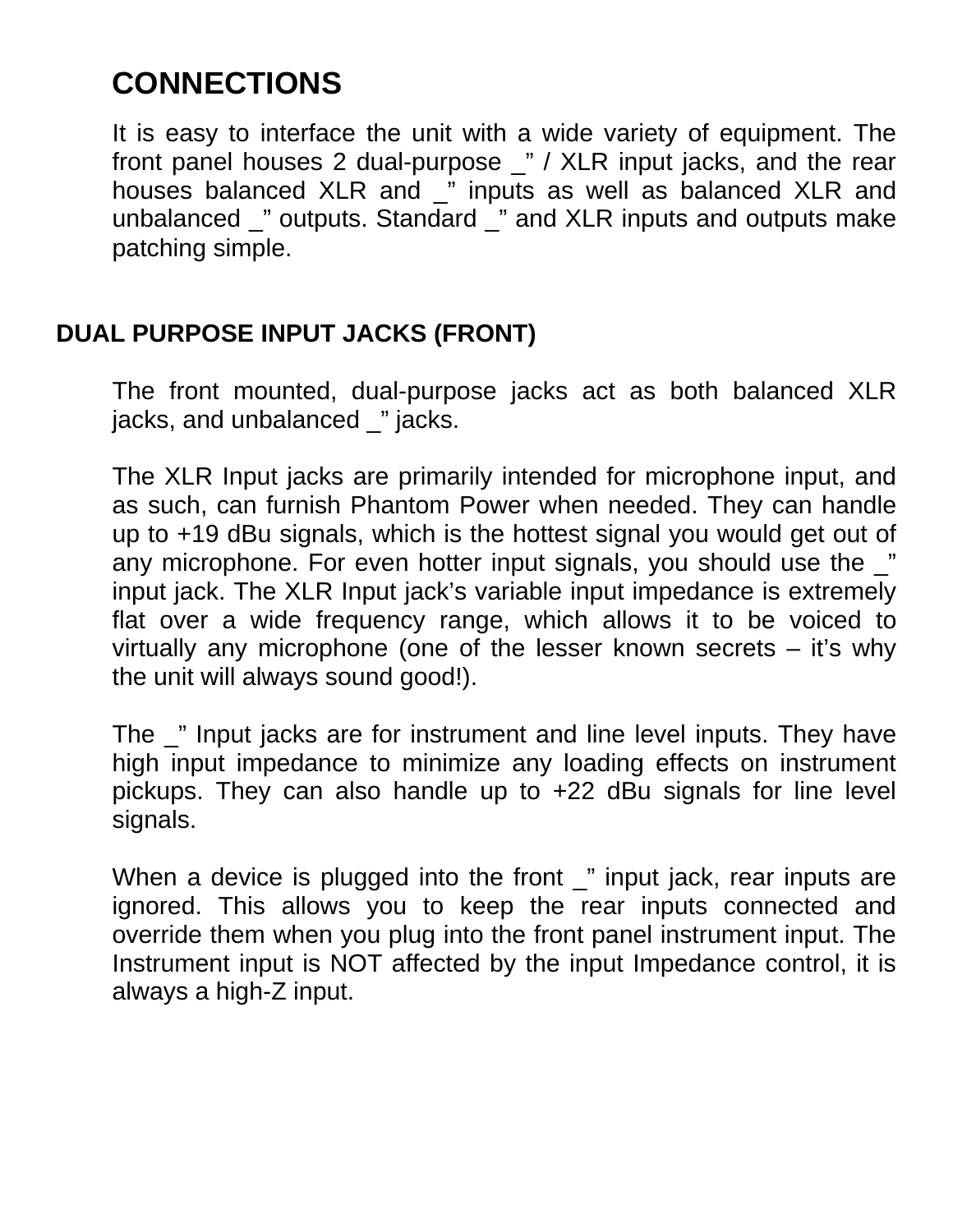# CONNECTIONS

It is easy to interface the unit with a wide variety of equipment. The front panel houses 2 dual-purpose _" / XLR input jacks, and the rear houses balanced XLR and _" inputs as well as balanced XLR and unbalanced _" outputs. Standard _" and XLR inputs and outputs make patching simple.

## DUAL PURPOSE INPUT JACKS (FRONT)

The front mounted, dual-purpose jacks act as both balanced XLR jacks, and unbalanced _" jacks.

The XLR Input jacks are primarily intended for microphone input, and as such, can furnish Phantom Power when needed. They can handle up to +19 dBu signals, which is the hottest signal you would get out of any microphone. For even hotter input signals, you should use the _" input jack. The XLR Input jack's variable input impedance is extremely flat over a wide frequency range, which allows it to be voiced to virtually any microphone (one of the lesser known secrets – it's why the unit will always sound good!).

The _" Input jacks are for instrument and line level inputs. They have high input impedance to minimize any loading effects on instrument pickups. They can also handle up to +22 dBu signals for line level signals.

When a device is plugged into the front _" input jack, rear inputs are ignored. This allows you to keep the rear inputs connected and override them when you plug into the front panel instrument input. The Instrument input is NOT affected by the input Impedance control, it is always a high-Z input.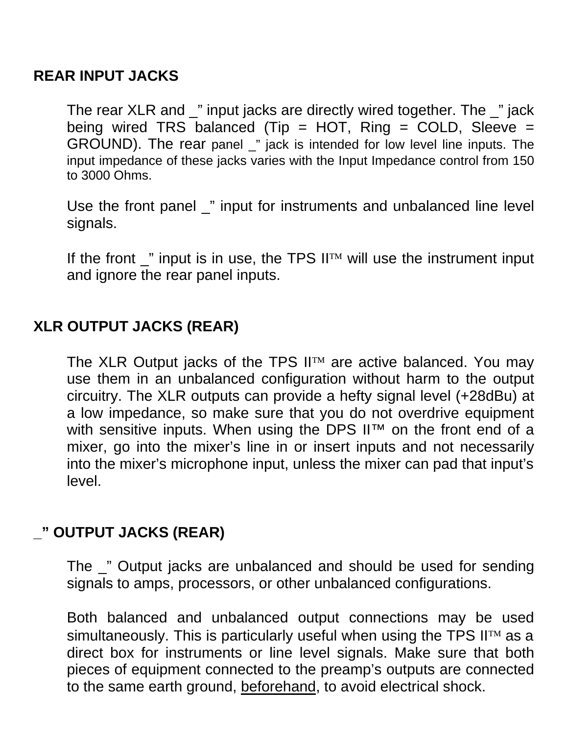## REAR INPUT JACKS

The rear XLR and _" input jacks are directly wired together. The _" jack being wired TRS balanced (Tip = HOT, Ring = COLD, Sleeve = GROUND). The rear panel _" jack is intended for low level line inputs. The input impedance of these jacks varies with the Input Impedance control from 150 to 3000 Ohms.

Use the front panel _" input for instruments and unbalanced line level signals.

If the front _" input is in use, the TPS II™ will use the instrument input and ignore the rear panel inputs.

## XLR OUTPUT JACKS (REAR)

The XLR Output jacks of the TPS II™ are active balanced. You may use them in an unbalanced configuration without harm to the output circuitry. The XLR outputs can provide a hefty signal level (+28dBu) at a low impedance, so make sure that you do not overdrive equipment with sensitive inputs. When using the DPS II™ on the front end of a mixer, go into the mixer's line in or insert inputs and not necessarily into the mixer's microphone input, unless the mixer can pad that input's level.

## _" OUTPUT JACKS (REAR)

The _" Output jacks are unbalanced and should be used for sending signals to amps, processors, or other unbalanced configurations.

Both balanced and unbalanced output connections may be used simultaneously. This is particularly useful when using the TPS II™ as a direct box for instruments or line level signals. Make sure that both pieces of equipment connected to the preamp's outputs are connected to the same earth ground, <u>beforehand</u>, to avoid electrical shock.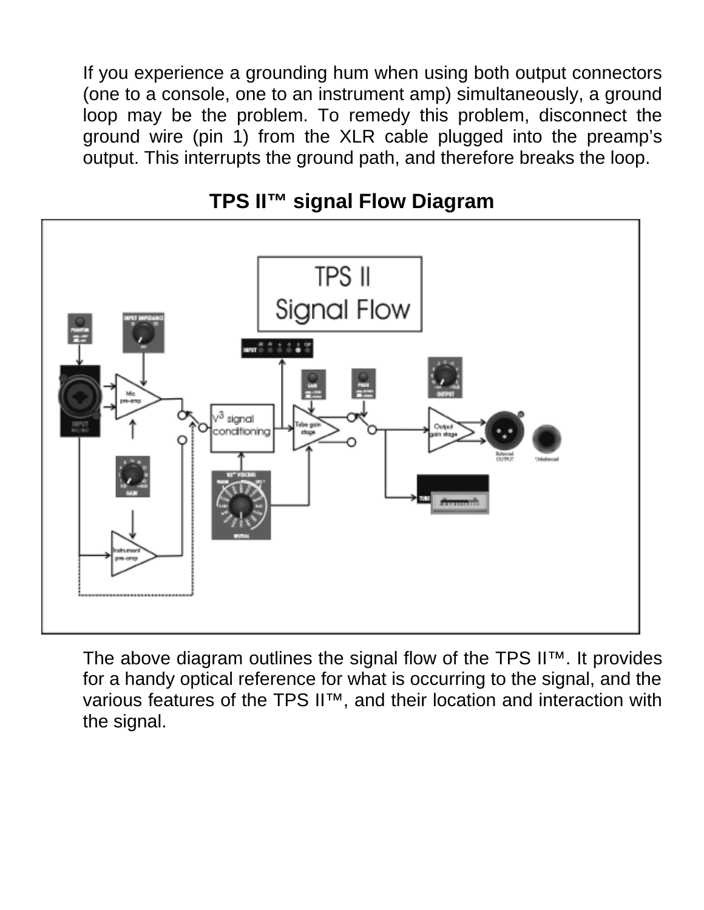If you experience a grounding hum when using both output connectors (one to a console, one to an instrument amp) simultaneously, a ground loop may be the problem. To remedy this problem, disconnect the ground wire (pin 1) from the XLR cable plugged into the preamp's output. This interrupts the ground path, and therefore breaks the loop.

## TPS II™ signal Flow Diagram

TPS II
Signal Flow

The above diagram outlines the signal flow of the TPS II™. It provides for a handy optical reference for what is occurring to the signal, and the various features of the TPS II™, and their location and interaction with the signal.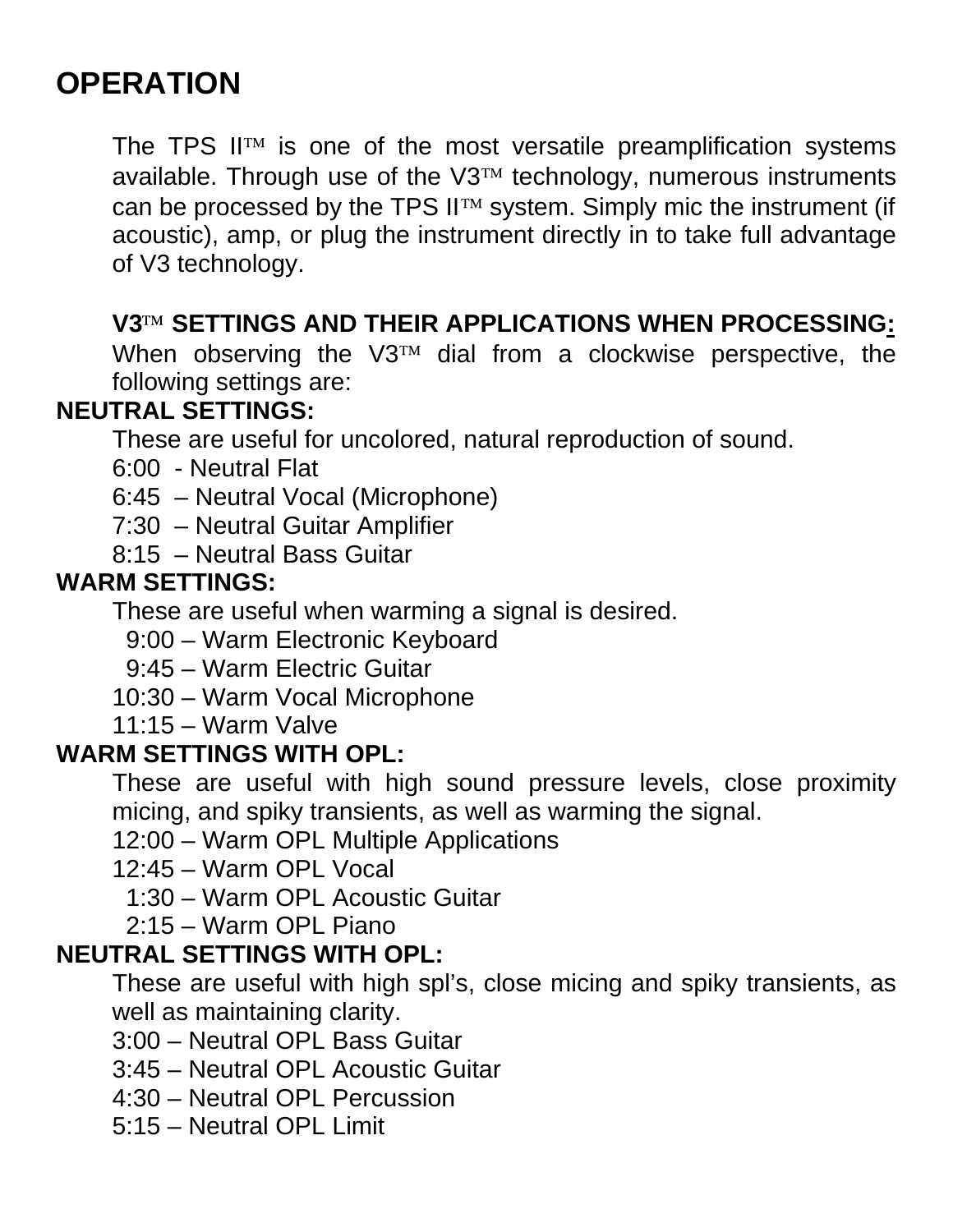# OPERATION

The TPS II™ is one of the most versatile preamplification systems available. Through use of the V3™ technology, numerous instruments can be processed by the TPS II™ system. Simply mic the instrument (if acoustic), amp, or plug the instrument directly in to take full advantage of V3 technology.

**V3™ SETTINGS AND THEIR APPLICATIONS WHEN PROCESSING:**
When observing the V3™ dial from a clockwise perspective, the following settings are:

**NEUTRAL SETTINGS:**

These are useful for uncolored, natural reproduction of sound.

6:00 - Neutral Flat
6:45 – Neutral Vocal (Microphone)
7:30 – Neutral Guitar Amplifier
8:15 – Neutral Bass Guitar

**WARM SETTINGS:**

These are useful when warming a signal is desired.

9:00 – Warm Electronic Keyboard
9:45 – Warm Electric Guitar
10:30 – Warm Vocal Microphone
11:15 – Warm Valve

**WARM SETTINGS WITH OPL:**

These are useful with high sound pressure levels, close proximity micing, and spiky transients, as well as warming the signal.

12:00 – Warm OPL Multiple Applications
12:45 – Warm OPL Vocal
1:30 – Warm OPL Acoustic Guitar
2:15 – Warm OPL Piano

**NEUTRAL SETTINGS WITH OPL:**

These are useful with high spl's, close micing and spiky transients, as well as maintaining clarity.

3:00 – Neutral OPL Bass Guitar
3:45 – Neutral OPL Acoustic Guitar
4:30 – Neutral OPL Percussion
5:15 – Neutral OPL Limit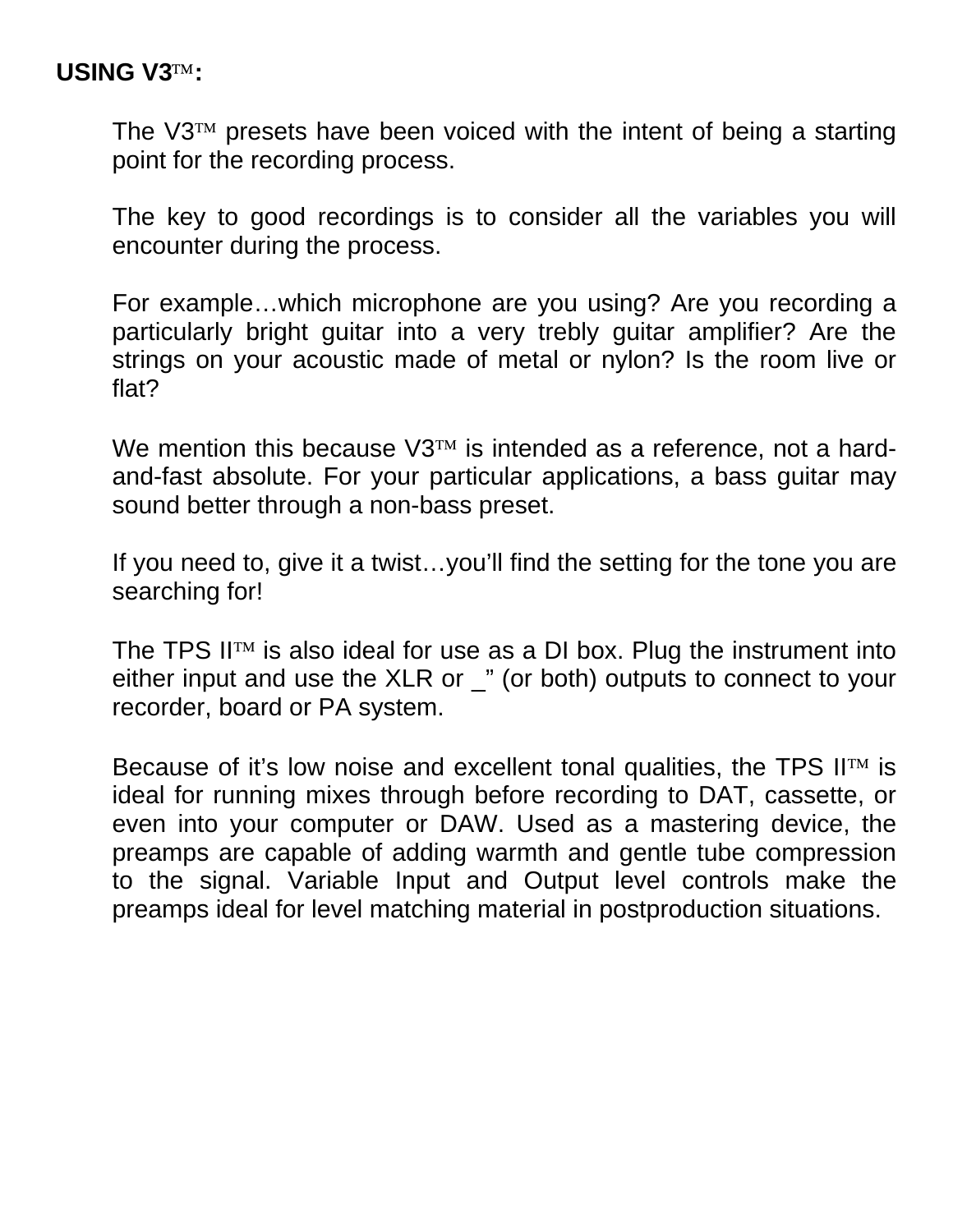## USING V3™:

The V3™ presets have been voiced with the intent of being a starting point for the recording process.

The key to good recordings is to consider all the variables you will encounter during the process.

For example…which microphone are you using? Are you recording a particularly bright guitar into a very trebly guitar amplifier? Are the strings on your acoustic made of metal or nylon? Is the room live or flat?

We mention this because V3™ is intended as a reference, not a hard-and-fast absolute. For your particular applications, a bass guitar may sound better through a non-bass preset.

If you need to, give it a twist…you'll find the setting for the tone you are searching for!

The TPS II™ is also ideal for use as a DI box. Plug the instrument into either input and use the XLR or _" (or both) outputs to connect to your recorder, board or PA system.

Because of it's low noise and excellent tonal qualities, the TPS II™ is ideal for running mixes through before recording to DAT, cassette, or even into your computer or DAW. Used as a mastering device, the preamps are capable of adding warmth and gentle tube compression to the signal. Variable Input and Output level controls make the preamps ideal for level matching material in postproduction situations.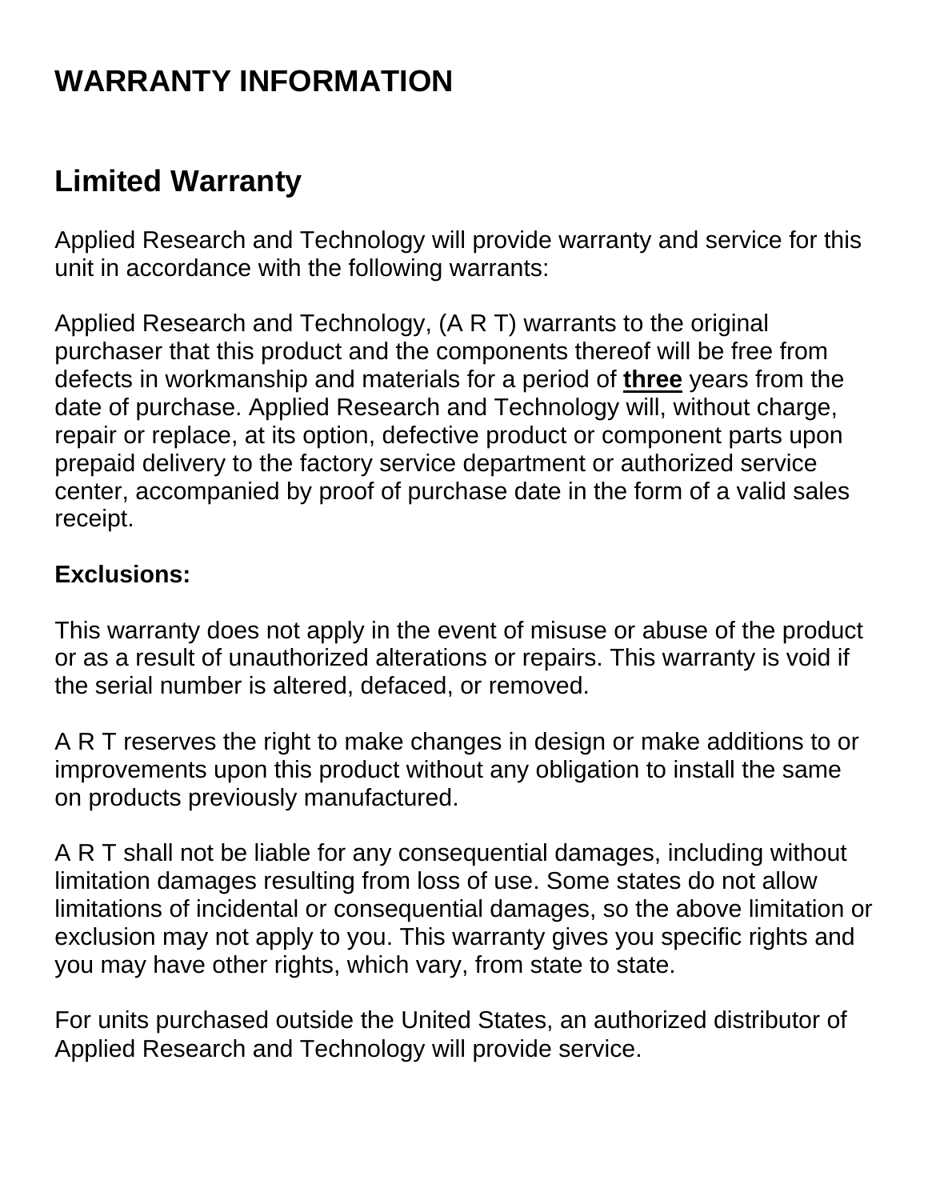# WARRANTY INFORMATION

## Limited Warranty

Applied Research and Technology will provide warranty and service for this unit in accordance with the following warrants:

Applied Research and Technology, (A R T) warrants to the original purchaser that this product and the components thereof will be free from defects in workmanship and materials for a period of **<u>three</u>** years from the date of purchase. Applied Research and Technology will, without charge, repair or replace, at its option, defective product or component parts upon prepaid delivery to the factory service department or authorized service center, accompanied by proof of purchase date in the form of a valid sales receipt.

**Exclusions:**

This warranty does not apply in the event of misuse or abuse of the product or as a result of unauthorized alterations or repairs. This warranty is void if the serial number is altered, defaced, or removed.

A R T reserves the right to make changes in design or make additions to or improvements upon this product without any obligation to install the same on products previously manufactured.

A R T shall not be liable for any consequential damages, including without limitation damages resulting from loss of use. Some states do not allow limitations of incidental or consequential damages, so the above limitation or exclusion may not apply to you. This warranty gives you specific rights and you may have other rights, which vary, from state to state.

For units purchased outside the United States, an authorized distributor of Applied Research and Technology will provide service.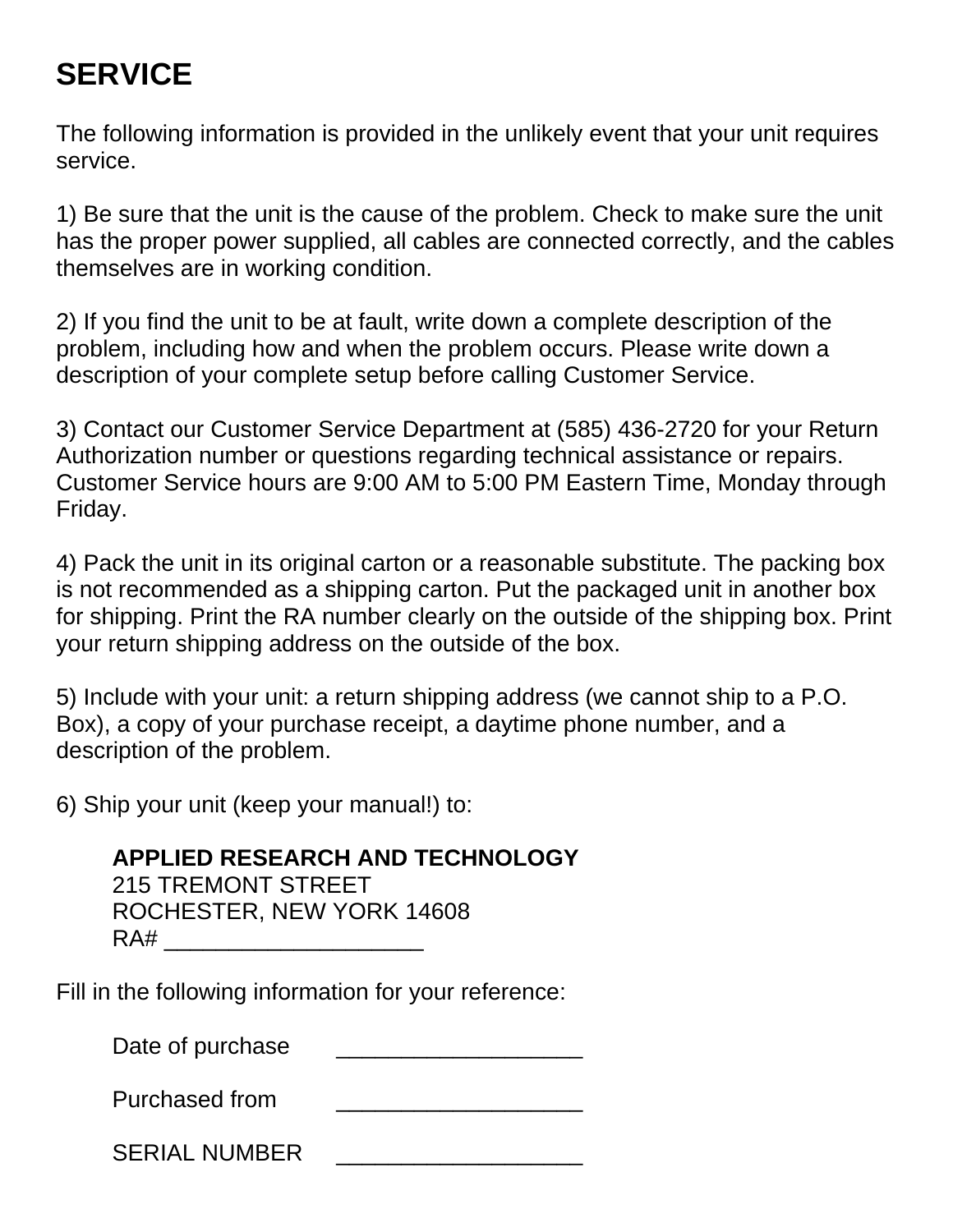# SERVICE

The following information is provided in the unlikely event that your unit requires service.

1) Be sure that the unit is the cause of the problem. Check to make sure the unit has the proper power supplied, all cables are connected correctly, and the cables themselves are in working condition.

2) If you find the unit to be at fault, write down a complete description of the problem, including how and when the problem occurs. Please write down a description of your complete setup before calling Customer Service.

3) Contact our Customer Service Department at (585) 436-2720 for your Return Authorization number or questions regarding technical assistance or repairs. Customer Service hours are 9:00 AM to 5:00 PM Eastern Time, Monday through Friday.

4) Pack the unit in its original carton or a reasonable substitute. The packing box is not recommended as a shipping carton. Put the packaged unit in another box for shipping. Print the RA number clearly on the outside of the shipping box. Print your return shipping address on the outside of the box.

5) Include with your unit: a return shipping address (we cannot ship to a P.O. Box), a copy of your purchase receipt, a daytime phone number, and a description of the problem.

6) Ship your unit (keep your manual!) to:

> **APPLIED RESEARCH AND TECHNOLOGY**
> 215 TREMONT STREET
> ROCHESTER, NEW YORK 14608
> RA# ____________________

Fill in the following information for your reference:

> Date of purchase ____________________
>
> Purchased from ____________________
>
> SERIAL NUMBER ____________________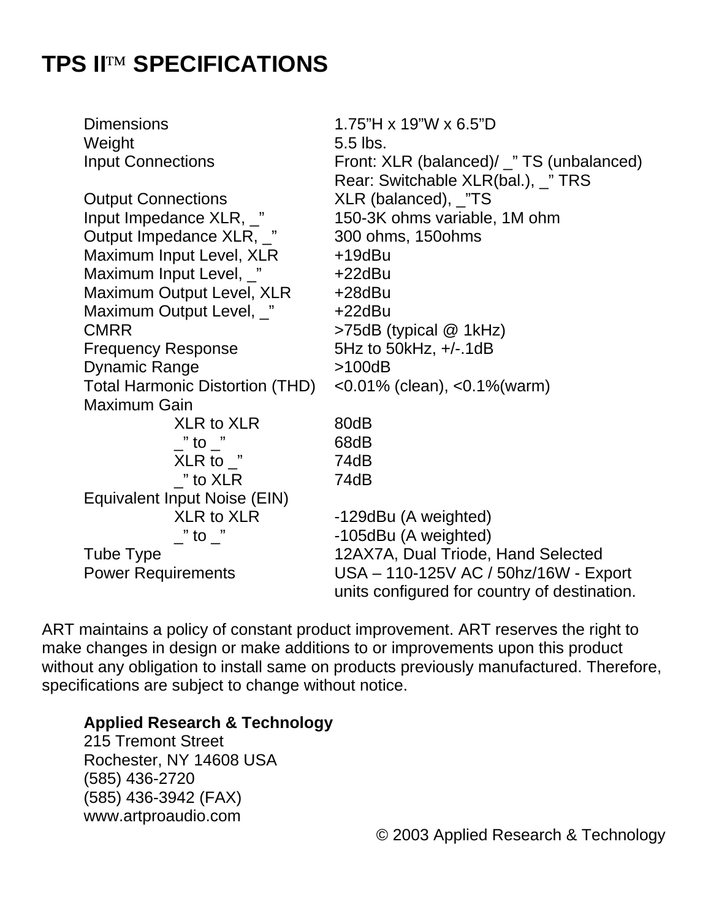# TPS II™ SPECIFICATIONS

| | |
|---|---|
| Dimensions | 1.75”H x 19”W x 6.5”D |
| Weight | 5.5 lbs. |
| Input Connections | Front: XLR (balanced)/ _” TS (unbalanced)<br>Rear: Switchable XLR(bal.), _” TRS |
| Output Connections | XLR (balanced), _”TS |
| Input Impedance XLR, _” | 150-3K ohms variable, 1M ohm |
| Output Impedance XLR, _” | 300 ohms, 150ohms |
| Maximum Input Level, XLR | +19dBu |
| Maximum Input Level, _” | +22dBu |
| Maximum Output Level, XLR | +28dBu |
| Maximum Output Level, _” | +22dBu |
| CMRR | >75dB (typical @ 1kHz) |
| Frequency Response | 5Hz to 50kHz, +/-.1dB |
| Dynamic Range | >100dB |
| Total Harmonic Distortion (THD) | <0.01% (clean), <0.1%(warm) |
| Maximum Gain | |
| XLR to XLR | 80dB |
| _” to _” | 68dB |
| XLR to _” | 74dB |
| _” to XLR | 74dB |
| Equivalent Input Noise (EIN) | |
| XLR to XLR | -129dBu (A weighted) |
| _” to _” | -105dBu (A weighted) |
| Tube Type | 12AX7A, Dual Triode, Hand Selected |
| Power Requirements | USA – 110-125V AC / 50hz/16W - Export units configured for country of destination. |

ART maintains a policy of constant product improvement. ART reserves the right to make changes in design or make additions to or improvements upon this product without any obligation to install same on products previously manufactured. Therefore, specifications are subject to change without notice.

**Applied Research & Technology**
215 Tremont Street
Rochester, NY 14608 USA
(585) 436-2720
(585) 436-3942 (FAX)
www.artproaudio.com

© 2003 Applied Research & Technology